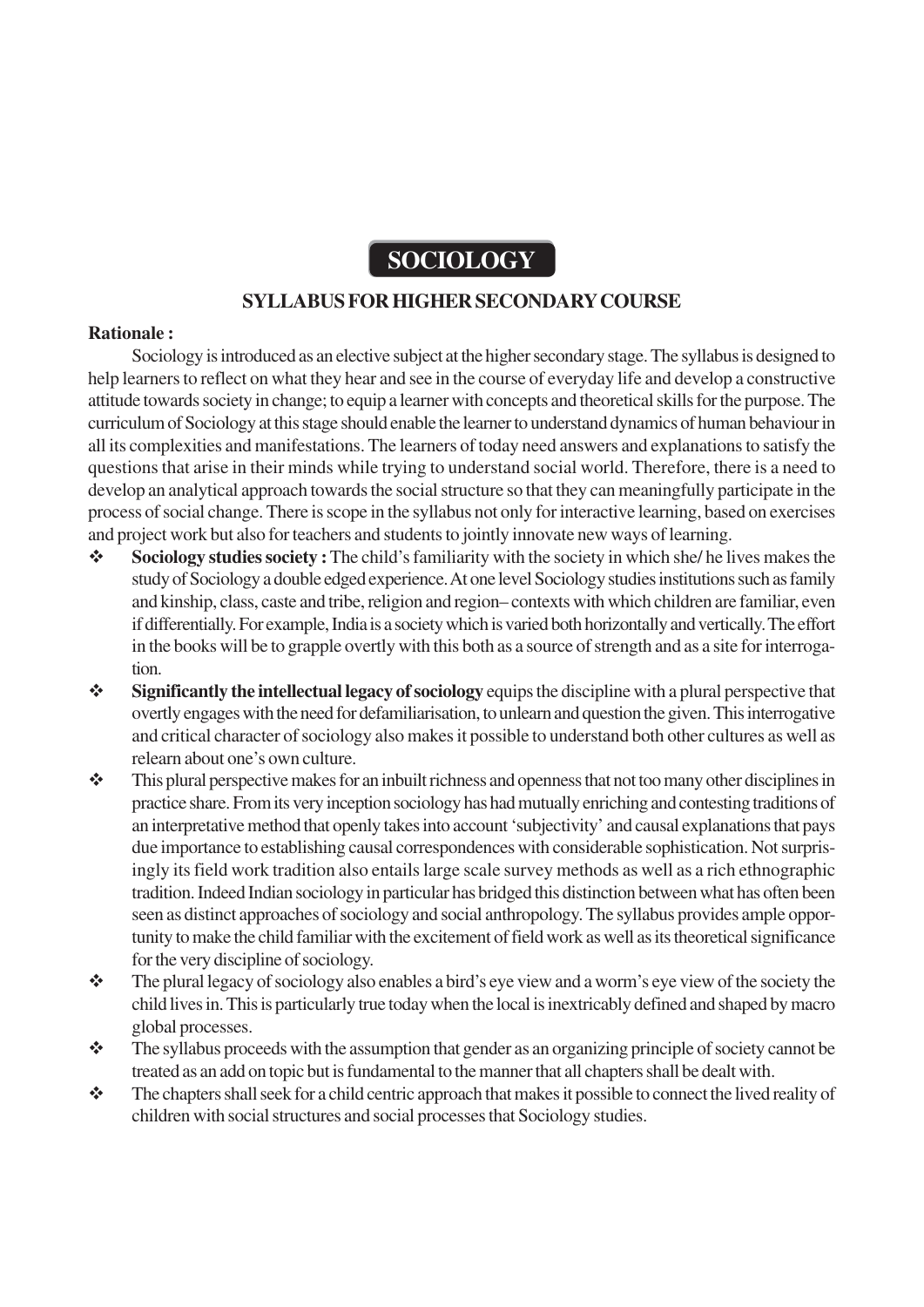# SOCIOLOGY

## SYLLABUS FOR HIGHER SECONDARY COURSE

**Rationale :**

Sociology is introduced as an elective subject at the higher secondary stage. The syllabus is designed to help learners to reflect on what they hear and see in the course of everyday life and develop a constructive attitude towards society in change; to equip a learner with concepts and theoretical skills for the purpose. The curriculum of Sociology at this stage should enable the learner to understand dynamics of human behaviour in all its complexities and manifestations. The learners of today need answers and explanations to satisfy the questions that arise in their minds while trying to understand social world. Therefore, there is a need to develop an analytical approach towards the social structure so that they can meaningfully participate in the process of social change. There is scope in the syllabus not only for interactive learning, based on exercises and project work but also for teachers and students to jointly innovate new ways of learning.

- **Sociology studies society :** The child's familiarity with the society in which she/ he lives makes the study of Sociology a double edged experience. At one level Sociology studies institutions such as family and kinship, class, caste and tribe, religion and region– contexts with which children are familiar, even if differentially. For example, India is a society which is varied both horizontally and vertically. The effort in the books will be to grapple overtly with this both as a source of strength and as a site for interrogation.
- **Significantly the intellectual legacy of sociology** equips the discipline with a plural perspective that overtly engages with the need for defamiliarisation, to unlearn and question the given. This interrogative and critical character of sociology also makes it possible to understand both other cultures as well as relearn about one's own culture.
- This plural perspective makes for an inbuilt richness and openness that not too many other disciplines in practice share. From its very inception sociology has had mutually enriching and contesting traditions of an interpretative method that openly takes into account 'subjectivity' and causal explanations that pays due importance to establishing causal correspondences with considerable sophistication. Not surprisingly its field work tradition also entails large scale survey methods as well as a rich ethnographic tradition. Indeed Indian sociology in particular has bridged this distinction between what has often been seen as distinct approaches of sociology and social anthropology. The syllabus provides ample opportunity to make the child familiar with the excitement of field work as well as its theoretical significance for the very discipline of sociology.
- The plural legacy of sociology also enables a bird's eye view and a worm's eye view of the society the child lives in. This is particularly true today when the local is inextricably defined and shaped by macro global processes.
- The syllabus proceeds with the assumption that gender as an organizing principle of society cannot be treated as an add on topic but is fundamental to the manner that all chapters shall be dealt with.
- The chapters shall seek for a child centric approach that makes it possible to connect the lived reality of children with social structures and social processes that Sociology studies.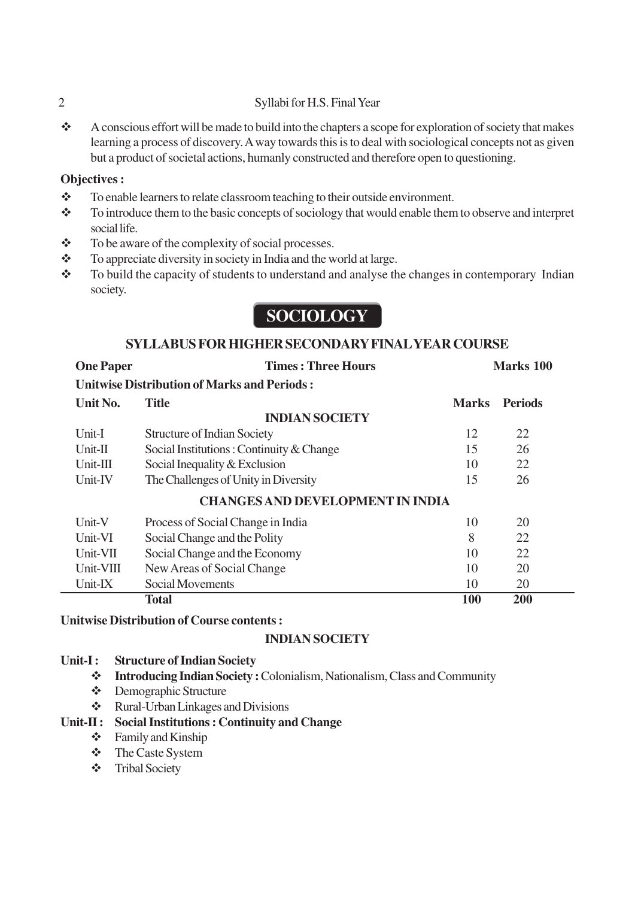- A conscious effort will be made to build into the chapters a scope for exploration of society that makes learning a process of discovery. A way towards this is to deal with sociological concepts not as given but a product of societal actions, humanly constructed and therefore open to questioning.

**Objectives :**

- To enable learners to relate classroom teaching to their outside environment.
- To introduce them to the basic concepts of sociology that would enable them to observe and interpret social life.
- To be aware of the complexity of social processes.
- To appreciate diversity in society in India and the world at large.
- To build the capacity of students to understand and analyse the changes in contemporary Indian society.

# SOCIOLOGY

## SYLLABUS FOR HIGHER SECONDARY FINAL YEAR COURSE

**One Paper** **Times : Three Hours** **Marks 100**

**Unitwise Distribution of Marks and Periods :**

| Unit No. | Title | Marks | Periods |
|---|---|---|---|
| | **INDIAN SOCIETY** | | |
| Unit-I | Structure of Indian Society | 12 | 22 |
| Unit-II | Social Institutions : Continuity & Change | 15 | 26 |
| Unit-III | Social Inequality & Exclusion | 10 | 22 |
| Unit-IV | The Challenges of Unity in Diversity | 15 | 26 |
| | **CHANGES AND DEVELOPMENT IN INDIA** | | |
| Unit-V | Process of Social Change in India | 10 | 20 |
| Unit-VI | Social Change and the Polity | 8 | 22 |
| Unit-VII | Social Change and the Economy | 10 | 22 |
| Unit-VIII | New Areas of Social Change | 10 | 20 |
| Unit-IX | Social Movements | 10 | 20 |
| | **Total** | **100** | **200** |

**Unitwise Distribution of Course contents :**

### INDIAN SOCIETY

**Unit-I : Structure of Indian Society**

- **Introducing Indian Society :** Colonialism, Nationalism, Class and Community
- Demographic Structure
- Rural-Urban Linkages and Divisions

**Unit-II : Social Institutions : Continuity and Change**

- Family and Kinship
- The Caste System
- Tribal Society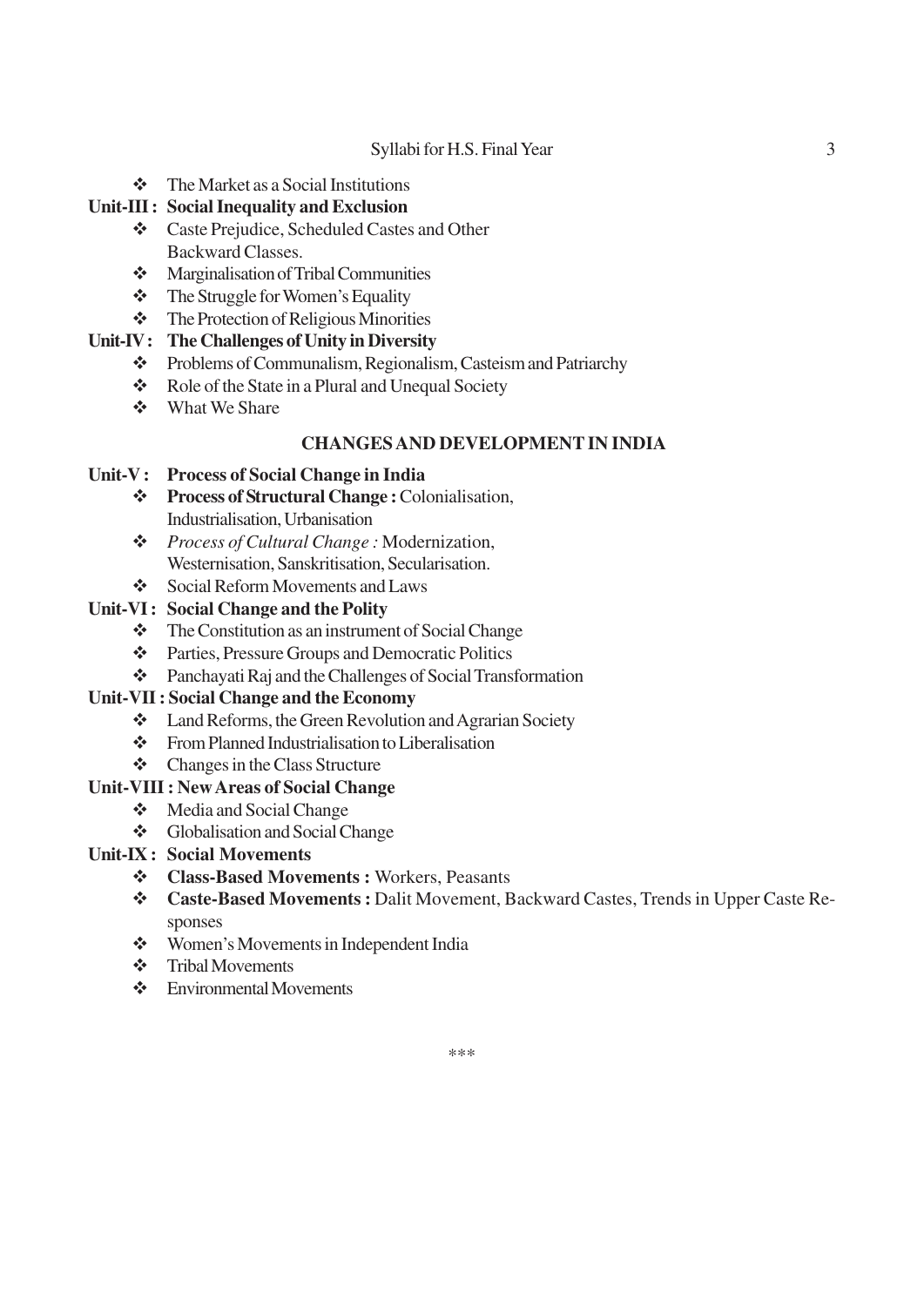- The Market as a Social Institutions

**Unit-III : Social Inequality and Exclusion**

- Caste Prejudice, Scheduled Castes and Other Backward Classes.
- Marginalisation of Tribal Communities
- The Struggle for Women's Equality
- The Protection of Religious Minorities

**Unit-IV : The Challenges of Unity in Diversity**

- Problems of Communalism, Regionalism, Casteism and Patriarchy
- Role of the State in a Plural and Unequal Society
- What We Share

## CHANGES AND DEVELOPMENT IN INDIA

**Unit-V : Process of Social Change in India**

- **Process of Structural Change :** Colonialisation, Industrialisation, Urbanisation
- *Process of Cultural Change :* Modernization, Westernisation, Sanskritisation, Secularisation.
- Social Reform Movements and Laws

**Unit-VI : Social Change and the Polity**

- The Constitution as an instrument of Social Change
- Parties, Pressure Groups and Democratic Politics
- Panchayati Raj and the Challenges of Social Transformation

**Unit-VII : Social Change and the Economy**

- Land Reforms, the Green Revolution and Agrarian Society
- From Planned Industrialisation to Liberalisation
- Changes in the Class Structure

**Unit-VIII : New Areas of Social Change**

- Media and Social Change
- Globalisation and Social Change

**Unit-IX : Social Movements**

- **Class-Based Movements :** Workers, Peasants
- **Caste-Based Movements :** Dalit Movement, Backward Castes, Trends in Upper Caste Responses
- Women's Movements in Independent India
- Tribal Movements
- Environmental Movements

***